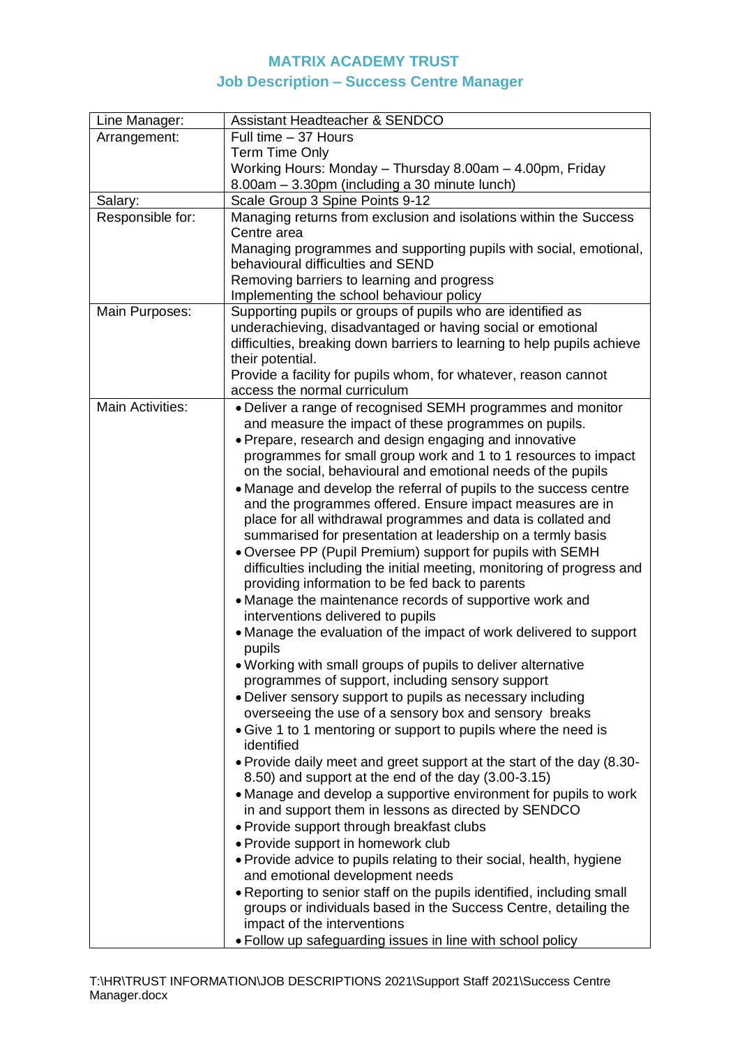# MATRIX ACADEMY TRUST

## Job Description – Success Centre Manager

| | |
|---|---|
| Line Manager: | Assistant Headteacher & SENDCO |
| Arrangement: | Full time – 37 Hours<br>Term Time Only<br>Working Hours: Monday – Thursday 8.00am – 4.00pm, Friday 8.00am – 3.30pm (including a 30 minute lunch) |
| Salary: | Scale Group 3 Spine Points 9-12 |
| Responsible for: | Managing returns from exclusion and isolations within the Success Centre area<br>Managing programmes and supporting pupils with social, emotional, behavioural difficulties and SEND<br>Removing barriers to learning and progress<br>Implementing the school behaviour policy |
| Main Purposes: | Supporting pupils or groups of pupils who are identified as underachieving, disadvantaged or having social or emotional difficulties, breaking down barriers to learning to help pupils achieve their potential.<br>Provide a facility for pupils whom, for whatever, reason cannot access the normal curriculum |
| Main Activities: | • Deliver a range of recognised SEMH programmes and monitor and measure the impact of these programmes on pupils.<br>• Prepare, research and design engaging and innovative programmes for small group work and 1 to 1 resources to impact on the social, behavioural and emotional needs of the pupils<br>• Manage and develop the referral of pupils to the success centre and the programmes offered. Ensure impact measures are in place for all withdrawal programmes and data is collated and summarised for presentation at leadership on a termly basis<br>• Oversee PP (Pupil Premium) support for pupils with SEMH difficulties including the initial meeting, monitoring of progress and providing information to be fed back to parents<br>• Manage the maintenance records of supportive work and interventions delivered to pupils<br>• Manage the evaluation of the impact of work delivered to support pupils<br>• Working with small groups of pupils to deliver alternative programmes of support, including sensory support<br>• Deliver sensory support to pupils as necessary including overseeing the use of a sensory box and sensory breaks<br>• Give 1 to 1 mentoring or support to pupils where the need is identified<br>• Provide daily meet and greet support at the start of the day (8.30-8.50) and support at the end of the day (3.00-3.15)<br>• Manage and develop a supportive environment for pupils to work in and support them in lessons as directed by SENDCO<br>• Provide support through breakfast clubs<br>• Provide support in homework club<br>• Provide advice to pupils relating to their social, health, hygiene and emotional development needs<br>• Reporting to senior staff on the pupils identified, including small groups or individuals based in the Success Centre, detailing the impact of the interventions<br>• Follow up safeguarding issues in line with school policy |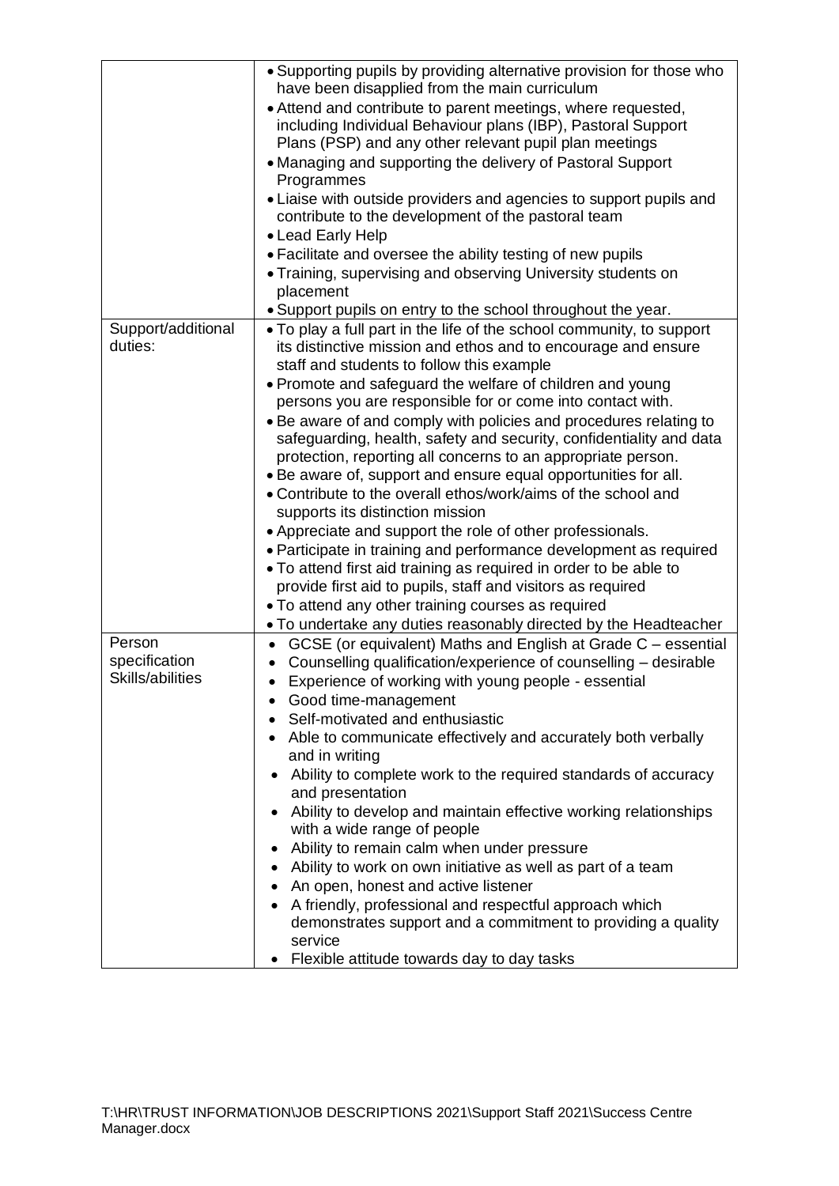| | |
|---|---|
| | • Supporting pupils by providing alternative provision for those who have been disapplied from the main curriculum<br>• Attend and contribute to parent meetings, where requested, including Individual Behaviour plans (IBP), Pastoral Support Plans (PSP) and any other relevant pupil plan meetings<br>• Managing and supporting the delivery of Pastoral Support Programmes<br>• Liaise with outside providers and agencies to support pupils and contribute to the development of the pastoral team<br>• Lead Early Help<br>• Facilitate and oversee the ability testing of new pupils<br>• Training, supervising and observing University students on placement<br>• Support pupils on entry to the school throughout the year. |
| Support/additional duties: | • To play a full part in the life of the school community, to support its distinctive mission and ethos and to encourage and ensure staff and students to follow this example<br>• Promote and safeguard the welfare of children and young persons you are responsible for or come into contact with.<br>• Be aware of and comply with policies and procedures relating to safeguarding, health, safety and security, confidentiality and data protection, reporting all concerns to an appropriate person.<br>• Be aware of, support and ensure equal opportunities for all.<br>• Contribute to the overall ethos/work/aims of the school and supports its distinction mission<br>• Appreciate and support the role of other professionals.<br>• Participate in training and performance development as required<br>• To attend first aid training as required in order to be able to provide first aid to pupils, staff and visitors as required<br>• To attend any other training courses as required<br>• To undertake any duties reasonably directed by the Headteacher |
| Person specification Skills/abilities | • GCSE (or equivalent) Maths and English at Grade C – essential<br>• Counselling qualification/experience of counselling – desirable<br>• Experience of working with young people - essential<br>• Good time-management<br>• Self-motivated and enthusiastic<br>• Able to communicate effectively and accurately both verbally and in writing<br>• Ability to complete work to the required standards of accuracy and presentation<br>• Ability to develop and maintain effective working relationships with a wide range of people<br>• Ability to remain calm when under pressure<br>• Ability to work on own initiative as well as part of a team<br>• An open, honest and active listener<br>• A friendly, professional and respectful approach which demonstrates support and a commitment to providing a quality service<br>• Flexible attitude towards day to day tasks |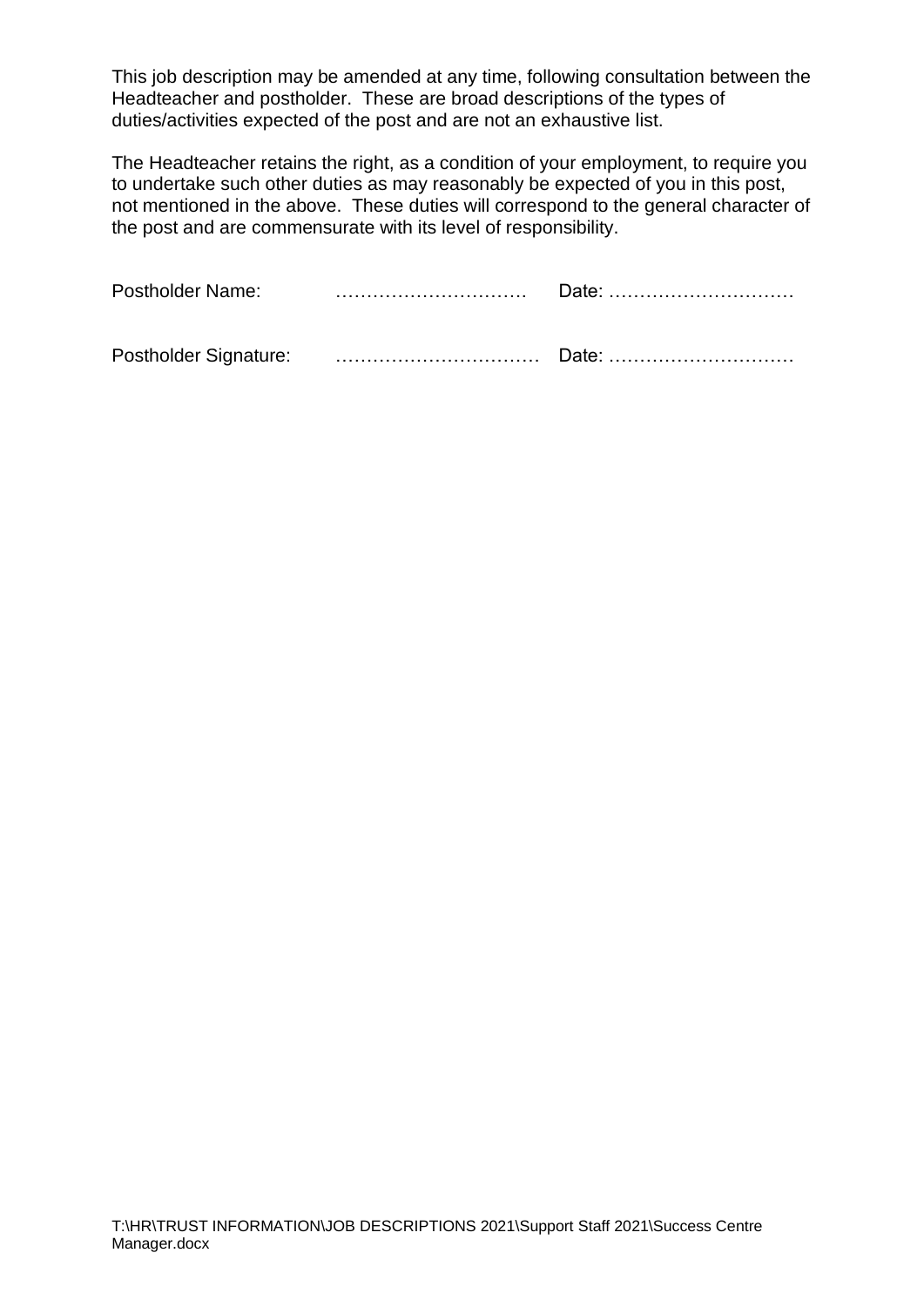This job description may be amended at any time, following consultation between the Headteacher and postholder. These are broad descriptions of the types of duties/activities expected of the post and are not an exhaustive list.

The Headteacher retains the right, as a condition of your employment, to require you to undertake such other duties as may reasonably be expected of you in this post, not mentioned in the above. These duties will correspond to the general character of the post and are commensurate with its level of responsibility.

Postholder Name: ………………………… Date: …………………………

Postholder Signature: …………………………… Date: …………………………

T:\HR\TRUST INFORMATION\JOB DESCRIPTIONS 2021\Support Staff 2021\Success Centre Manager.docx